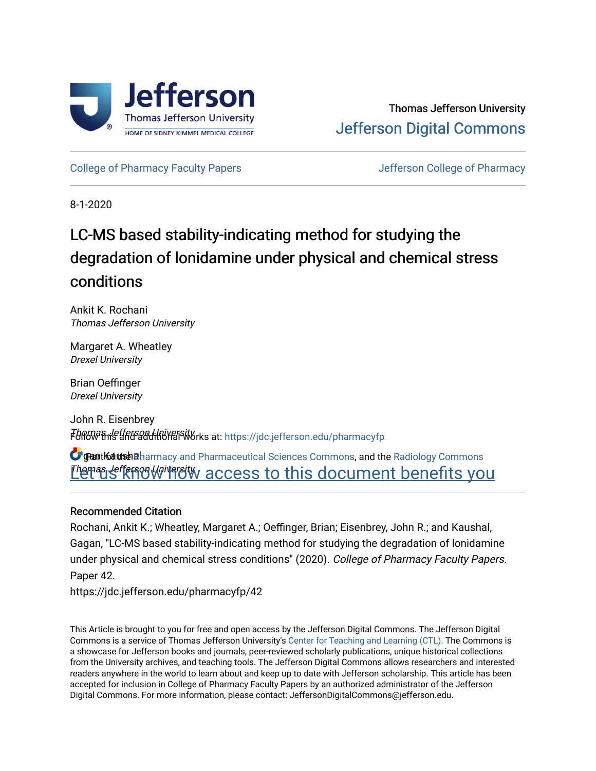Thomas Jefferson University

Jefferson Digital Commons

College of Pharmacy Faculty Papers

Jefferson College of Pharmacy

8-1-2020

# LC-MS based stability-indicating method for studying the degradation of lonidamine under physical and chemical stress conditions

Ankit K. Rochani
*Thomas Jefferson University*

Margaret A. Wheatley
*Drexel University*

Brian Oeffinger
*Drexel University*

John R. Eisenbrey
*Thomas Jefferson University*

Gagan Kaushal
*Thomas Jefferson University*

Follow this and additional works at: https://jdc.jefferson.edu/pharmacyfp

Part of the Pharmacy and Pharmaceutical Sciences Commons, and the Radiology Commons

Let us know how access to this document benefits you

## Recommended Citation

Rochani, Ankit K.; Wheatley, Margaret A.; Oeffinger, Brian; Eisenbrey, John R.; and Kaushal, Gagan, "LC-MS based stability-indicating method for studying the degradation of lonidamine under physical and chemical stress conditions" (2020). *College of Pharmacy Faculty Papers.* Paper 42.
https://jdc.jefferson.edu/pharmacyfp/42

This Article is brought to you for free and open access by the Jefferson Digital Commons. The Jefferson Digital Commons is a service of Thomas Jefferson University's Center for Teaching and Learning (CTL). The Commons is a showcase for Jefferson books and journals, peer-reviewed scholarly publications, unique historical collections from the University archives, and teaching tools. The Jefferson Digital Commons allows researchers and interested readers anywhere in the world to learn about and keep up to date with Jefferson scholarship. This article has been accepted for inclusion in College of Pharmacy Faculty Papers by an authorized administrator of the Jefferson Digital Commons. For more information, please contact: JeffersonDigitalCommons@jefferson.edu.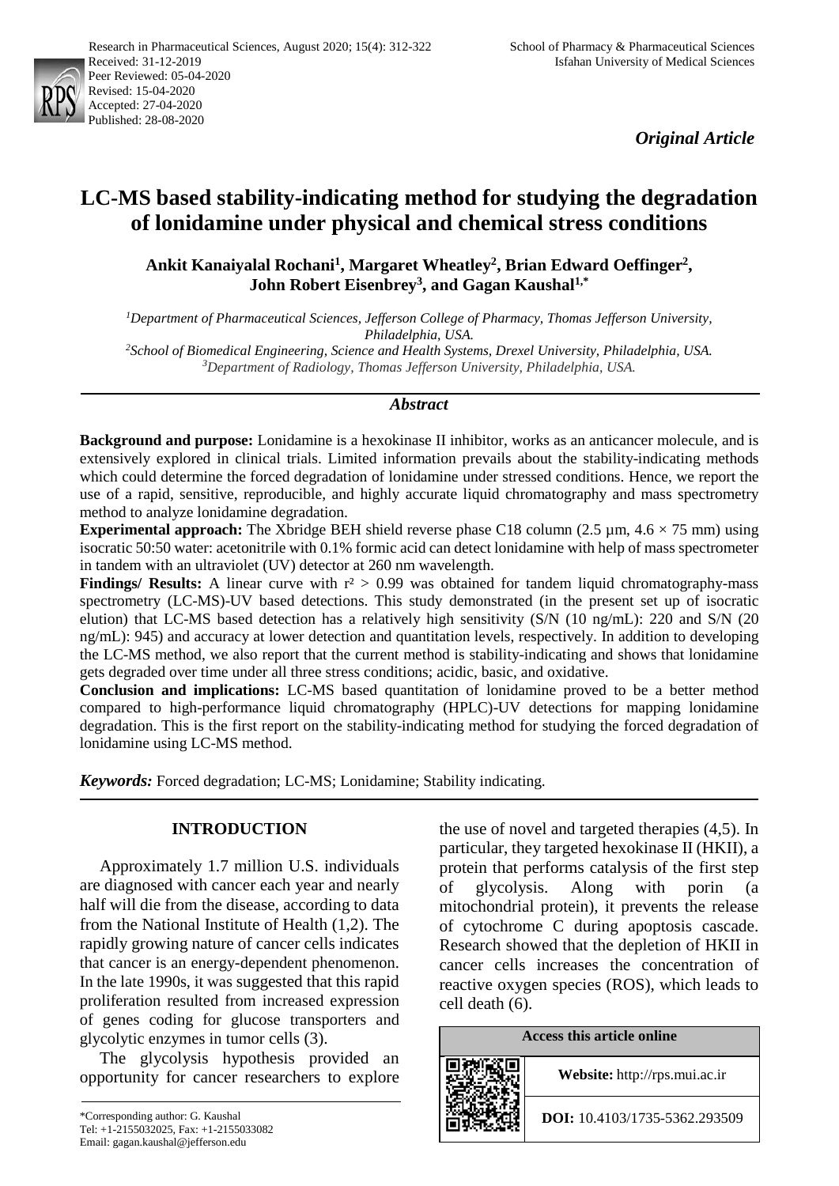*Original Article*

# LC-MS based stability-indicating method for studying the degradation of lonidamine under physical and chemical stress conditions

**Ankit Kanaiyalal Rochani[1], Margaret Wheatley[2], Brian Edward Oeffinger[2], John Robert Eisenbrey[3], and Gagan Kaushal[1,*]**

*[1]Department of Pharmaceutical Sciences, Jefferson College of Pharmacy, Thomas Jefferson University, Philadelphia, USA.*
*[2]School of Biomedical Engineering, Science and Health Systems, Drexel University, Philadelphia, USA.*
*[3]Department of Radiology, Thomas Jefferson University, Philadelphia, USA.*

## *Abstract*

**Background and purpose:** Lonidamine is a hexokinase II inhibitor, works as an anticancer molecule, and is extensively explored in clinical trials. Limited information prevails about the stability-indicating methods which could determine the forced degradation of lonidamine under stressed conditions. Hence, we report the use of a rapid, sensitive, reproducible, and highly accurate liquid chromatography and mass spectrometry method to analyze lonidamine degradation.

**Experimental approach:** The Xbridge BEH shield reverse phase C18 column (2.5 µm, 4.6 × 75 mm) using isocratic 50:50 water: acetonitrile with 0.1% formic acid can detect lonidamine with help of mass spectrometer in tandem with an ultraviolet (UV) detector at 260 nm wavelength.

**Findings/ Results:** A linear curve with $r^2 > 0.99$ was obtained for tandem liquid chromatography-mass spectrometry (LC-MS)-UV based detections. This study demonstrated (in the present set up of isocratic elution) that LC-MS based detection has a relatively high sensitivity (S/N (10 ng/mL): 220 and S/N (20 ng/mL): 945) and accuracy at lower detection and quantitation levels, respectively. In addition to developing the LC-MS method, we also report that the current method is stability-indicating and shows that lonidamine gets degraded over time under all three stress conditions; acidic, basic, and oxidative.

**Conclusion and implications:** LC-MS based quantitation of lonidamine proved to be a better method compared to high-performance liquid chromatography (HPLC)-UV detections for mapping lonidamine degradation. This is the first report on the stability-indicating method for studying the forced degradation of lonidamine using LC-MS method.

***Keywords:*** Forced degradation; LC-MS; Lonidamine; Stability indicating.

## INTRODUCTION

Approximately 1.7 million U.S. individuals are diagnosed with cancer each year and nearly half will die from the disease, according to data from the National Institute of Health (1,2). The rapidly growing nature of cancer cells indicates that cancer is an energy-dependent phenomenon. In the late 1990s, it was suggested that this rapid proliferation resulted from increased expression of genes coding for glucose transporters and glycolytic enzymes in tumor cells (3).

The glycolysis hypothesis provided an opportunity for cancer researchers to explore the use of novel and targeted therapies (4,5). In particular, they targeted hexokinase II (HKII), a protein that performs catalysis of the first step of glycolysis. Along with porin (a mitochondrial protein), it prevents the release of cytochrome C during apoptosis cascade. Research showed that the depletion of HKII in cancer cells increases the concentration of reactive oxygen species (ROS), which leads to cell death (6).

| Access this article online | |
|---|---|
| | **Website:** http://rps.mui.ac.ir |
| | **DOI:** 10.4103/1735-5362.293509 |

\*Corresponding author: G. Kaushal
Tel: +1-2155032025, Fax: +1-2155033082
Email: gagan.kaushal@jefferson.edu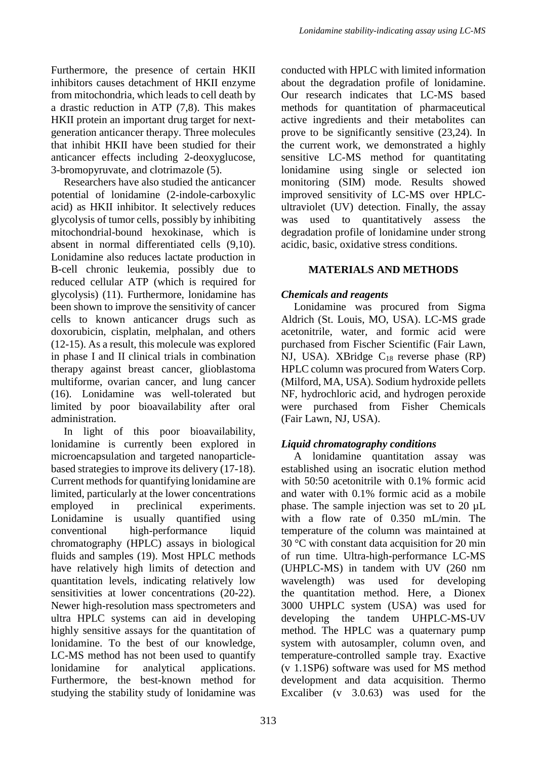Furthermore, the presence of certain HKII inhibitors causes detachment of HKII enzyme from mitochondria, which leads to cell death by a drastic reduction in ATP (7,8). This makes HKII protein an important drug target for next-generation anticancer therapy. Three molecules that inhibit HKII have been studied for their anticancer effects including 2-deoxyglucose, 3-bromopyruvate, and clotrimazole (5).

Researchers have also studied the anticancer potential of lonidamine (2-indole-carboxylic acid) as HKII inhibitor. It selectively reduces glycolysis of tumor cells, possibly by inhibiting mitochondrial-bound hexokinase, which is absent in normal differentiated cells (9,10). Lonidamine also reduces lactate production in B-cell chronic leukemia, possibly due to reduced cellular ATP (which is required for glycolysis) (11). Furthermore, lonidamine has been shown to improve the sensitivity of cancer cells to known anticancer drugs such as doxorubicin, cisplatin, melphalan, and others (12-15). As a result, this molecule was explored in phase I and II clinical trials in combination therapy against breast cancer, glioblastoma multiforme, ovarian cancer, and lung cancer (16). Lonidamine was well-tolerated but limited by poor bioavailability after oral administration.

In light of this poor bioavailability, lonidamine is currently been explored in microencapsulation and targeted nanoparticle-based strategies to improve its delivery (17-18). Current methods for quantifying lonidamine are limited, particularly at the lower concentrations employed in preclinical experiments. Lonidamine is usually quantified using conventional high-performance liquid chromatography (HPLC) assays in biological fluids and samples (19). Most HPLC methods have relatively high limits of detection and quantitation levels, indicating relatively low sensitivities at lower concentrations (20-22). Newer high-resolution mass spectrometers and ultra HPLC systems can aid in developing highly sensitive assays for the quantitation of lonidamine. To the best of our knowledge, LC-MS method has not been used to quantify lonidamine for analytical applications. Furthermore, the best-known method for studying the stability study of lonidamine was conducted with HPLC with limited information about the degradation profile of lonidamine. Our research indicates that LC-MS based methods for quantitation of pharmaceutical active ingredients and their metabolites can prove to be significantly sensitive (23,24). In the current work, we demonstrated a highly sensitive LC-MS method for quantitating lonidamine using single or selected ion monitoring (SIM) mode. Results showed improved sensitivity of LC-MS over HPLC-ultraviolet (UV) detection. Finally, the assay was used to quantitatively assess the degradation profile of lonidamine under strong acidic, basic, oxidative stress conditions.

## MATERIALS AND METHODS

### *Chemicals and reagents*

Lonidamine was procured from Sigma Aldrich (St. Louis, MO, USA). LC-MS grade acetonitrile, water, and formic acid were purchased from Fischer Scientific (Fair Lawn, NJ, USA). XBridge $C_{18}$ reverse phase (RP) HPLC column was procured from Waters Corp. (Milford, MA, USA). Sodium hydroxide pellets NF, hydrochloric acid, and hydrogen peroxide were purchased from Fisher Chemicals (Fair Lawn, NJ, USA).

### *Liquid chromatography conditions*

A lonidamine quantitation assay was established using an isocratic elution method with 50:50 acetonitrile with 0.1% formic acid and water with 0.1% formic acid as a mobile phase. The sample injection was set to 20 µL with a flow rate of 0.350 mL/min. The temperature of the column was maintained at 30 °C with constant data acquisition for 20 min of run time. Ultra-high-performance LC-MS (UHPLC-MS) in tandem with UV (260 nm wavelength) was used for developing the quantitation method. Here, a Dionex 3000 UHPLC system (USA) was used for developing the tandem UHPLC-MS-UV method. The HPLC was a quaternary pump system with autosampler, column oven, and temperature-controlled sample tray. Exactive (v 1.1SP6) software was used for MS method development and data acquisition. Thermo Excaliber (v 3.0.63) was used for the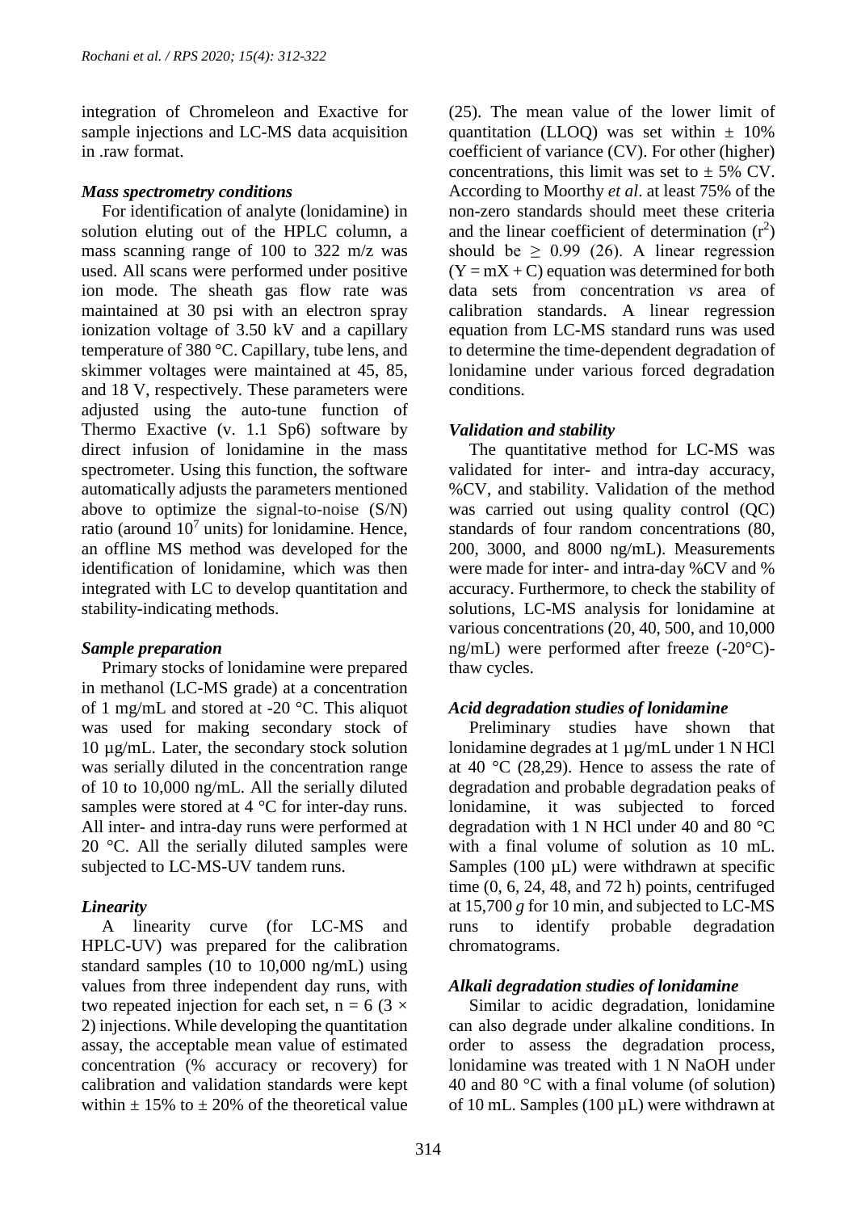integration of Chromeleon and Exactive for sample injections and LC-MS data acquisition in .raw format.

### *Mass spectrometry conditions*

For identification of analyte (lonidamine) in solution eluting out of the HPLC column, a mass scanning range of 100 to 322 m/z was used. All scans were performed under positive ion mode. The sheath gas flow rate was maintained at 30 psi with an electron spray ionization voltage of 3.50 kV and a capillary temperature of 380 °C. Capillary, tube lens, and skimmer voltages were maintained at 45, 85, and 18 V, respectively. These parameters were adjusted using the auto-tune function of Thermo Exactive (v. 1.1 Sp6) software by direct infusion of lonidamine in the mass spectrometer. Using this function, the software automatically adjusts the parameters mentioned above to optimize the signal-to-noise (S/N) ratio (around $10^7$ units) for lonidamine. Hence, an offline MS method was developed for the identification of lonidamine, which was then integrated with LC to develop quantitation and stability-indicating methods.

### *Sample preparation*

Primary stocks of lonidamine were prepared in methanol (LC-MS grade) at a concentration of 1 mg/mL and stored at -20 °C. This aliquot was used for making secondary stock of 10 µg/mL. Later, the secondary stock solution was serially diluted in the concentration range of 10 to 10,000 ng/mL. All the serially diluted samples were stored at 4 °C for inter-day runs. All inter- and intra-day runs were performed at 20 °C. All the serially diluted samples were subjected to LC-MS-UV tandem runs.

### *Linearity*

A linearity curve (for LC-MS and HPLC-UV) was prepared for the calibration standard samples (10 to 10,000 ng/mL) using values from three independent day runs, with two repeated injection for each set, n = 6 (3 × 2) injections. While developing the quantitation assay, the acceptable mean value of estimated concentration (% accuracy or recovery) for calibration and validation standards were kept within ± 15% to ± 20% of the theoretical value (25). The mean value of the lower limit of quantitation (LLOQ) was set within ± 10% coefficient of variance (CV). For other (higher) concentrations, this limit was set to ± 5% CV. According to Moorthy *et al*. at least 75% of the non-zero standards should meet these criteria and the linear coefficient of determination ($r^2$) should be ≥ 0.99 (26). A linear regression ($Y = mX + C$) equation was determined for both data sets from concentration *vs* area of calibration standards. A linear regression equation from LC-MS standard runs was used to determine the time-dependent degradation of lonidamine under various forced degradation conditions.

### *Validation and stability*

The quantitative method for LC-MS was validated for inter- and intra-day accuracy, %CV, and stability. Validation of the method was carried out using quality control (QC) standards of four random concentrations (80, 200, 3000, and 8000 ng/mL). Measurements were made for inter- and intra-day %CV and % accuracy. Furthermore, to check the stability of solutions, LC-MS analysis for lonidamine at various concentrations (20, 40, 500, and 10,000 ng/mL) were performed after freeze (-20°C)-thaw cycles.

### *Acid degradation studies of lonidamine*

Preliminary studies have shown that lonidamine degrades at 1 µg/mL under 1 N HCl at 40 °C (28,29). Hence to assess the rate of degradation and probable degradation peaks of lonidamine, it was subjected to forced degradation with 1 N HCl under 40 and 80 °C with a final volume of solution as 10 mL. Samples (100 µL) were withdrawn at specific time (0, 6, 24, 48, and 72 h) points, centrifuged at 15,700 *g* for 10 min, and subjected to LC-MS runs to identify probable degradation chromatograms.

### *Alkali degradation studies of lonidamine*

Similar to acidic degradation, lonidamine can also degrade under alkaline conditions. In order to assess the degradation process, lonidamine was treated with 1 N NaOH under 40 and 80 °C with a final volume (of solution) of 10 mL. Samples (100 µL) were withdrawn at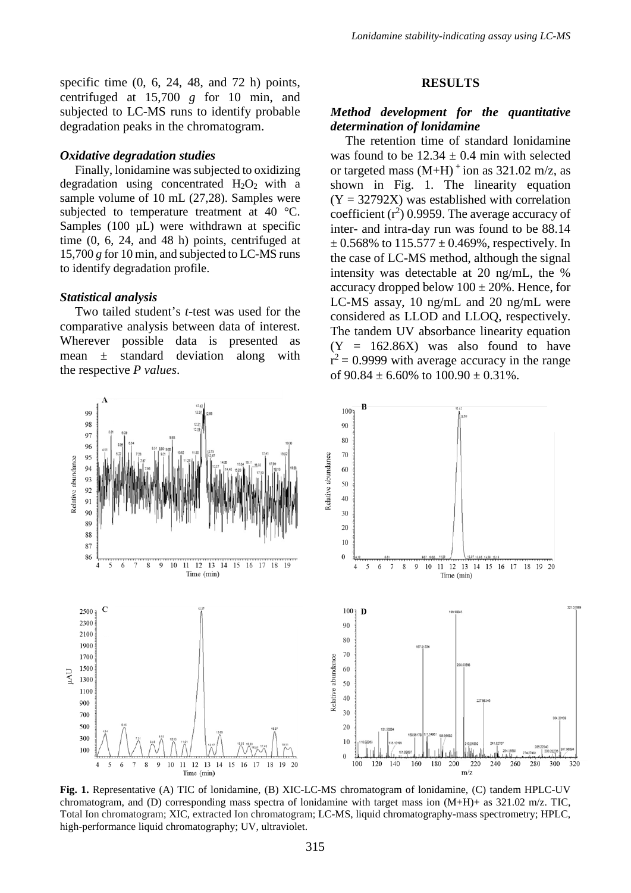specific time (0, 6, 24, 48, and 72 h) points, centrifuged at 15,700 *g* for 10 min, and subjected to LC-MS runs to identify probable degradation peaks in the chromatogram.

### *Oxidative degradation studies*

Finally, lonidamine was subjected to oxidizing degradation using concentrated $H_2O_2$ with a sample volume of 10 mL (27,28). Samples were subjected to temperature treatment at 40 °C. Samples (100 µL) were withdrawn at specific time (0, 6, 24, and 48 h) points, centrifuged at 15,700 *g* for 10 min, and subjected to LC-MS runs to identify degradation profile.

### *Statistical analysis*

Two tailed student's *t*-test was used for the comparative analysis between data of interest. Wherever possible data is presented as mean ± standard deviation along with the respective *P values*.

## RESULTS

### *Method development for the quantitative determination of lonidamine*

The retention time of standard lonidamine was found to be 12.34 ± 0.4 min with selected or targeted mass $(M+H)^+$ ion as 321.02 m/z, as shown in Fig. 1. The linearity equation (Y = 32792X) was established with correlation coefficient ($r^2$) 0.9959. The average accuracy of inter- and intra-day run was found to be 88.14 ± 0.568% to 115.577 ± 0.469%, respectively. In the case of LC-MS method, although the signal intensity was detectable at 20 ng/mL, the % accuracy dropped below 100 ± 20%. Hence, for LC-MS assay, 10 ng/mL and 20 ng/mL were considered as LLOD and LLOQ, respectively. The tandem UV absorbance linearity equation (Y = 162.86X) was also found to have $r^2$ = 0.9999 with average accuracy in the range of 90.84 ± 6.60% to 100.90 ± 0.31%.

**Fig. 1.** Representative (A) TIC of lonidamine, (B) XIC-LC-MS chromatogram of lonidamine, (C) tandem HPLC-UV chromatogram, and (D) corresponding mass spectra of lonidamine with target mass ion (M+H)+ as 321.02 m/z. TIC, Total Ion chromatogram; XIC, extracted Ion chromatogram; LC-MS, liquid chromatography-mass spectrometry; HPLC, high-performance liquid chromatography; UV, ultraviolet.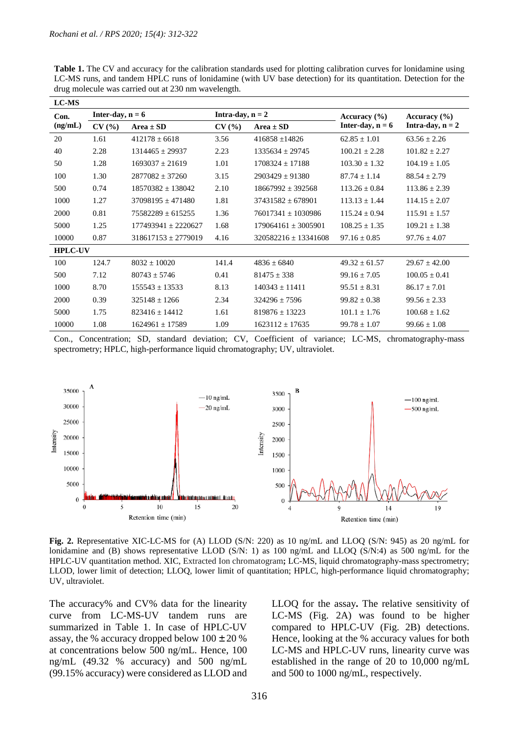**Table 1.** The CV and accuracy for the calibration standards used for plotting calibration curves for lonidamine using LC-MS runs, and tandem HPLC runs of lonidamine (with UV base detection) for its quantitation. Detection for the drug molecule was carried out at 230 nm wavelength.

| Con. (ng/mL) | Inter-day, n = 6 | | Intra-day, n = 2 | | Accuracy (%) Inter-day, n = 6 | Accuracy (%) Intra-day, n = 2 |
|---|---|---|---|---|---|---|
| | CV (%) | Area ± SD | CV (%) | Area ± SD | | |
| **LC-MS** | | | | | | |
| 20 | 1.61 | 412178 ± 6618 | 3.56 | 416858 ±14826 | 62.85 ± 1.01 | 63.56 ± 2.26 |
| 40 | 2.28 | 1314465 ± 29937 | 2.23 | 1335634 ± 29745 | 100.21 ± 2.28 | 101.82 ± 2.27 |
| 50 | 1.28 | 1693037 ± 21619 | 1.01 | 1708324 ± 17188 | 103.30 ± 1.32 | 104.19 ± 1.05 |
| 100 | 1.30 | 2877082 ± 37260 | 3.15 | 2903429 ± 91380 | 87.74 ± 1.14 | 88.54 ± 2.79 |
| 500 | 0.74 | 18570382 ± 138042 | 2.10 | 18667992 ± 392568 | 113.26 ± 0.84 | 113.86 ± 2.39 |
| 1000 | 1.27 | 37098195 ± 471480 | 1.81 | 37431582 ± 678901 | 113.13 ± 1.44 | 114.15 ± 2.07 |
| 2000 | 0.81 | 75582289 ± 615255 | 1.36 | 76017341 ± 1030986 | 115.24 ± 0.94 | 115.91 ± 1.57 |
| 5000 | 1.25 | 177493941 ± 2220627 | 1.68 | 179064161 ± 3005901 | 108.25 ± 1.35 | 109.21 ± 1.38 |
| 10000 | 0.87 | 318617153 ± 2779019 | 4.16 | 320582216 ± 13341608 | 97.16 ± 0.85 | 97.76 ± 4.07 |
| **HPLC-UV** | | | | | | |
| 100 | 124.7 | 8032 ± 10020 | 141.4 | 4836 ± 6840 | 49.32 ± 61.57 | 29.67 ± 42.00 |
| 500 | 7.12 | 80743 ± 5746 | 0.41 | 81475 ± 338 | 99.16 ± 7.05 | 100.05 ± 0.41 |
| 1000 | 8.70 | 155543 ± 13533 | 8.13 | 140343 ± 11411 | 95.51 ± 8.31 | 86.17 ± 7.01 |
| 2000 | 0.39 | 325148 ± 1266 | 2.34 | 324296 ± 7596 | 99.82 ± 0.38 | 99.56 ± 2.33 |
| 5000 | 1.75 | 823416 ± 14412 | 1.61 | 819876 ± 13223 | 101.1 ± 1.76 | 100.68 ± 1.62 |
| 10000 | 1.08 | 1624961 ± 17589 | 1.09 | 1623112 ± 17635 | 99.78 ± 1.07 | 99.66 ± 1.08 |

Con., Concentration; SD, standard deviation; CV, Coefficient of variance; LC-MS, chromatography-mass spectrometry; HPLC, high-performance liquid chromatography; UV, ultraviolet.

**Fig. 2.** Representative XIC-LC-MS for (A) LLOD (S/N: 220) as 10 ng/mL and LLOQ (S/N: 945) as 20 ng/mL for lonidamine and (B) shows representative LLOD (S/N: 1) as 100 ng/mL and LLOQ (S/N:4) as 500 ng/mL for the HPLC-UV quantitation method. XIC, Extracted Ion chromatogram**;** LC-MS, liquid chromatography-mass spectrometry; LLOD, lower limit of detection; LLOQ, lower limit of quantitation; HPLC, high-performance liquid chromatography; UV, ultraviolet.

The accuracy% and CV% data for the linearity curve from LC-MS-UV tandem runs are summarized in Table 1. In case of HPLC-UV assay, the % accuracy dropped below 100 ± 20 % at concentrations below 500 ng/mL. Hence, 100 ng/mL (49.32 % accuracy) and 500 ng/mL (99.15% accuracy) were considered as LLOD and LLOQ for the assay**.** The relative sensitivity of LC-MS (Fig. 2A) was found to be higher compared to HPLC-UV (Fig. 2B) detections. Hence, looking at the % accuracy values for both LC-MS and HPLC-UV runs, linearity curve was established in the range of 20 to 10,000 ng/mL and 500 to 1000 ng/mL, respectively.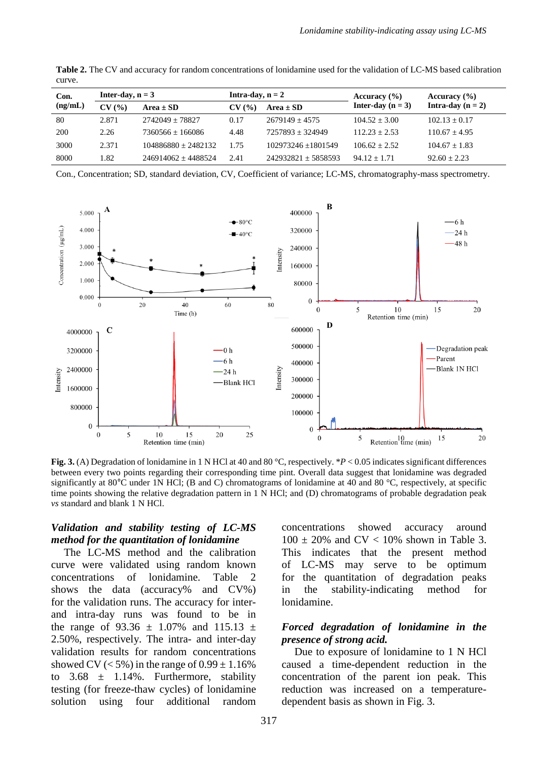**Table 2.** The CV and accuracy for random concentrations of lonidamine used for the validation of LC-MS based calibration curve.

| Con. (ng/mL) | Inter-day, n = 3 | | Intra-day, n = 2 | | Accuracy (%) Inter-day (n = 3) | Accuracy (%) Intra-day (n = 2) |
|---|---|---|---|---|---|---|
| | CV (%) | Area ± SD | CV (%) | Area ± SD | | |
| 80 | 2.871 | 2742049 ± 78827 | 0.17 | 2679149 ± 4575 | 104.52 ± 3.00 | 102.13 ± 0.17 |
| 200 | 2.26 | 7360566 ± 166086 | 4.48 | 7257893 ± 324949 | 112.23 ± 2.53 | 110.67 ± 4.95 |
| 3000 | 2.371 | 104886880 ± 2482132 | 1.75 | 102973246 ±1801549 | 106.62 ± 2.52 | 104.67 ± 1.83 |
| 8000 | 1.82 | 246914062 ± 4488524 | 2.41 | 242932821 ± 5858593 | 94.12 ± 1.71 | 92.60 ± 2.23 |

Con., Concentration; SD, standard deviation, CV, Coefficient of variance; LC-MS, chromatography-mass spectrometry.

**Fig. 3.** (A) Degradation of lonidamine in 1 N HCl at 40 and 80 °C, respectively. \*$P < 0.05$ indicates significant differences between every two points regarding their corresponding time pint. Overall data suggest that lonidamine was degraded significantly at 80°C under 1N HCl; (B and C) chromatograms of lonidamine at 40 and 80 °C, respectively, at specific time points showing the relative degradation pattern in 1 N HCl; and (D) chromatograms of probable degradation peak *vs* standard and blank 1 N HCl.

### *Validation and stability testing of LC-MS method for the quantitation of lonidamine*

The LC-MS method and the calibration curve were validated using random known concentrations of lonidamine. Table 2 shows the data (accuracy% and CV%) for the validation runs. The accuracy for inter- and intra-day runs was found to be in the range of 93.36 ± 1.07% and 115.13 ± 2.50%, respectively. The intra- and inter-day validation results for random concentrations showed CV (< 5%) in the range of 0.99 ± 1.16% to 3.68 ± 1.14%. Furthermore, stability testing (for freeze-thaw cycles) of lonidamine solution using four additional random concentrations showed accuracy around 100 ± 20% and CV < 10% shown in Table 3. This indicates that the present method of LC-MS may serve to be optimum for the quantitation of degradation peaks in the stability-indicating method for lonidamine.

### *Forced degradation of lonidamine in the presence of strong acid.*

Due to exposure of lonidamine to 1 N HCl caused a time-dependent reduction in the concentration of the parent ion peak. This reduction was increased on a temperature-dependent basis as shown in Fig. 3.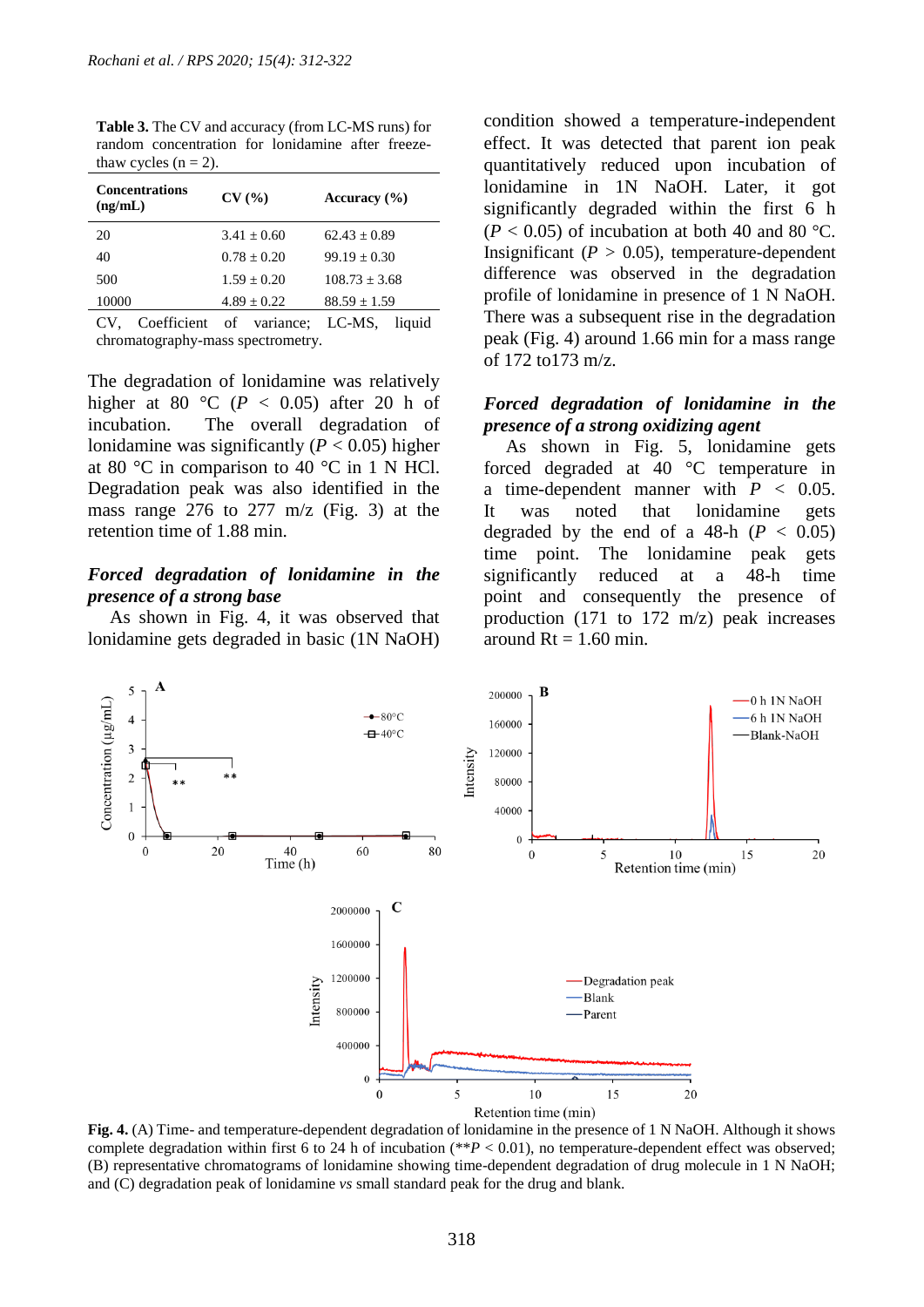**Table 3.** The CV and accuracy (from LC-MS runs) for random concentration for lonidamine after freeze-thaw cycles (n = 2).

| Concentrations (ng/mL) | CV (%) | Accuracy (%) |
|---|---|---|
| 20 | 3.41 ± 0.60 | 62.43 ± 0.89 |
| 40 | 0.78 ± 0.20 | 99.19 ± 0.30 |
| 500 | 1.59 ± 0.20 | 108.73 ± 3.68 |
| 10000 | 4.89 ± 0.22 | 88.59 ± 1.59 |

CV, Coefficient of variance; LC-MS, liquid chromatography-mass spectrometry.

The degradation of lonidamine was relatively higher at 80 °C ($P < 0.05$) after 20 h of incubation. The overall degradation of lonidamine was significantly ($P < 0.05$) higher at 80 °C in comparison to 40 °C in 1 N HCl. Degradation peak was also identified in the mass range 276 to 277 m/z (Fig. 3) at the retention time of 1.88 min.

***Forced degradation of lonidamine in the presence of a strong base***

As shown in Fig. 4, it was observed that lonidamine gets degraded in basic (1N NaOH) condition showed a temperature-independent effect. It was detected that parent ion peak quantitatively reduced upon incubation of lonidamine in 1N NaOH. Later, it got significantly degraded within the first 6 h ($P < 0.05$) of incubation at both 40 and 80 °C. Insignificant ($P > 0.05$), temperature-dependent difference was observed in the degradation profile of lonidamine in presence of 1 N NaOH. There was a subsequent rise in the degradation peak (Fig. 4) around 1.66 min for a mass range of 172 to173 m/z.

***Forced degradation of lonidamine in the presence of a strong oxidizing agent***

As shown in Fig. 5, lonidamine gets forced degraded at 40 °C temperature in a time-dependent manner with $P < 0.05$. It was noted that lonidamine gets degraded by the end of a 48-h ($P < 0.05$) time point. The lonidamine peak gets significantly reduced at a 48-h time point and consequently the presence of production (171 to 172 m/z) peak increases around Rt = 1.60 min.

**Fig. 4.** (A) Time- and temperature-dependent degradation of lonidamine in the presence of 1 N NaOH. Although it shows complete degradation within first 6 to 24 h of incubation (**$P < 0.01$), no temperature-dependent effect was observed; (B) representative chromatograms of lonidamine showing time-dependent degradation of drug molecule in 1 N NaOH; and (C) degradation peak of lonidamine *vs* small standard peak for the drug and blank.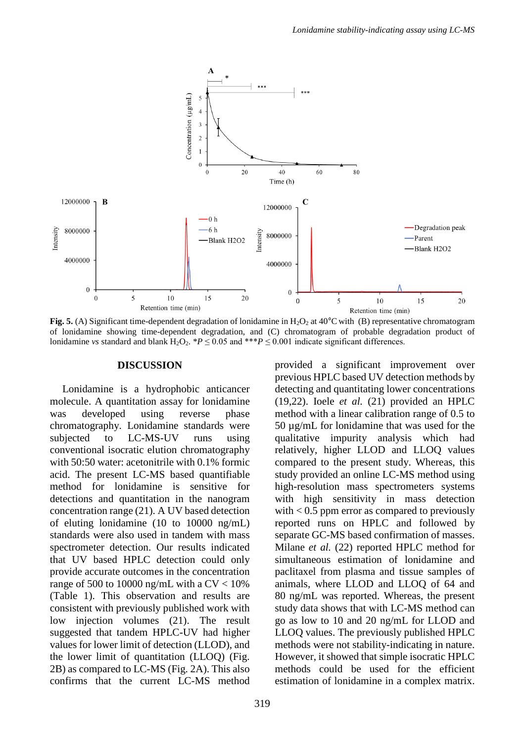**Fig. 5.** (A) Significant time-dependent degradation of lonidamine in $H_2O_2$ at 40°C with (B) representative chromatogram of lonidamine showing time-dependent degradation, and (C) chromatogram of probable degradation product of lonidamine *vs* standard and blank $H_2O_2$. $*P \leq 0.05$ and $***P \leq 0.001$ indicate significant differences.

## DISCUSSION

Lonidamine is a hydrophobic anticancer molecule. A quantitation assay for lonidamine was developed using reverse phase chromatography. Lonidamine standards were subjected to LC-MS-UV runs using conventional isocratic elution chromatography with 50:50 water: acetonitrile with 0.1% formic acid. The present LC-MS based quantifiable method for lonidamine is sensitive for detections and quantitation in the nanogram concentration range (21). A UV based detection of eluting lonidamine (10 to 10000 ng/mL) standards were also used in tandem with mass spectrometer detection. Our results indicated that UV based HPLC detection could only provide accurate outcomes in the concentration range of 500 to 10000 ng/mL with a CV < 10% (Table 1). This observation and results are consistent with previously published work with low injection volumes (21). The result suggested that tandem HPLC-UV had higher values for lower limit of detection (LLOD), and the lower limit of quantitation (LLOQ) (Fig. 2B) as compared to LC-MS (Fig. 2A). This also confirms that the current LC-MS method provided a significant improvement over previous HPLC based UV detection methods by detecting and quantitating lower concentrations (19,22). Ioele *et al.* (21) provided an HPLC method with a linear calibration range of 0.5 to 50 µg/mL for lonidamine that was used for the qualitative impurity analysis which had relatively, higher LLOD and LLOQ values compared to the present study. Whereas, this study provided an online LC-MS method using high-resolution mass spectrometers systems with high sensitivity in mass detection with < 0.5 ppm error as compared to previously reported runs on HPLC and followed by separate GC-MS based confirmation of masses. Milane *et al.* (22) reported HPLC method for simultaneous estimation of lonidamine and paclitaxel from plasma and tissue samples of animals, where LLOD and LLOQ of 64 and 80 ng/mL was reported. Whereas, the present study data shows that with LC-MS method can go as low to 10 and 20 ng/mL for LLOD and LLOQ values. The previously published HPLC methods were not stability-indicating in nature. However, it showed that simple isocratic HPLC methods could be used for the efficient estimation of lonidamine in a complex matrix.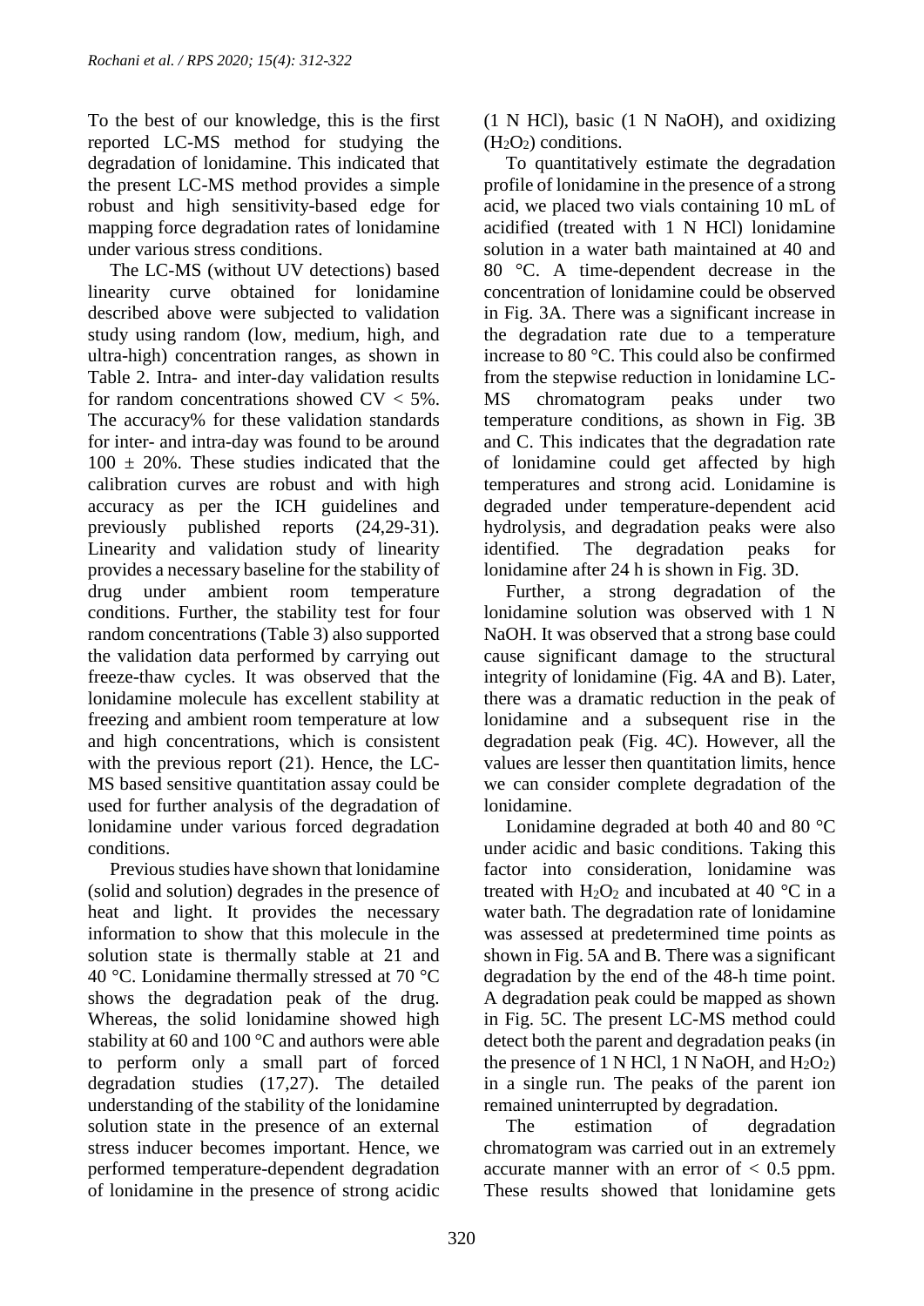To the best of our knowledge, this is the first reported LC-MS method for studying the degradation of lonidamine. This indicated that the present LC-MS method provides a simple robust and high sensitivity-based edge for mapping force degradation rates of lonidamine under various stress conditions.

The LC-MS (without UV detections) based linearity curve obtained for lonidamine described above were subjected to validation study using random (low, medium, high, and ultra-high) concentration ranges, as shown in Table 2. Intra- and inter-day validation results for random concentrations showed CV < 5%. The accuracy% for these validation standards for inter- and intra-day was found to be around $100 \pm 20\%$. These studies indicated that the calibration curves are robust and with high accuracy as per the ICH guidelines and previously published reports (24,29-31). Linearity and validation study of linearity provides a necessary baseline for the stability of drug under ambient room temperature conditions. Further, the stability test for four random concentrations (Table 3) also supported the validation data performed by carrying out freeze-thaw cycles. It was observed that the lonidamine molecule has excellent stability at freezing and ambient room temperature at low and high concentrations, which is consistent with the previous report (21). Hence, the LC-MS based sensitive quantitation assay could be used for further analysis of the degradation of lonidamine under various forced degradation conditions.

Previous studies have shown that lonidamine (solid and solution) degrades in the presence of heat and light. It provides the necessary information to show that this molecule in the solution state is thermally stable at 21 and 40 °C. Lonidamine thermally stressed at 70 °C shows the degradation peak of the drug. Whereas, the solid lonidamine showed high stability at 60 and 100 °C and authors were able to perform only a small part of forced degradation studies (17,27). The detailed understanding of the stability of the lonidamine solution state in the presence of an external stress inducer becomes important. Hence, we performed temperature-dependent degradation of lonidamine in the presence of strong acidic (1 N HCl), basic (1 N NaOH), and oxidizing ($H_2O_2$) conditions.

To quantitatively estimate the degradation profile of lonidamine in the presence of a strong acid, we placed two vials containing 10 mL of acidified (treated with 1 N HCl) lonidamine solution in a water bath maintained at 40 and 80 °C. A time-dependent decrease in the concentration of lonidamine could be observed in Fig. 3A. There was a significant increase in the degradation rate due to a temperature increase to 80 °C. This could also be confirmed from the stepwise reduction in lonidamine LC-MS chromatogram peaks under two temperature conditions, as shown in Fig. 3B and C. This indicates that the degradation rate of lonidamine could get affected by high temperatures and strong acid. Lonidamine is degraded under temperature-dependent acid hydrolysis, and degradation peaks were also identified. The degradation peaks for lonidamine after 24 h is shown in Fig. 3D.

Further, a strong degradation of the lonidamine solution was observed with 1 N NaOH. It was observed that a strong base could cause significant damage to the structural integrity of lonidamine (Fig. 4A and B). Later, there was a dramatic reduction in the peak of lonidamine and a subsequent rise in the degradation peak (Fig. 4C). However, all the values are lesser then quantitation limits, hence we can consider complete degradation of the lonidamine.

Lonidamine degraded at both 40 and 80 °C under acidic and basic conditions. Taking this factor into consideration, lonidamine was treated with $H_2O_2$ and incubated at 40 °C in a water bath. The degradation rate of lonidamine was assessed at predetermined time points as shown in Fig. 5A and B. There was a significant degradation by the end of the 48-h time point. A degradation peak could be mapped as shown in Fig. 5C. The present LC-MS method could detect both the parent and degradation peaks (in the presence of 1 N HCl, 1 N NaOH, and $H_2O_2$) in a single run. The peaks of the parent ion remained uninterrupted by degradation.

The estimation of degradation chromatogram was carried out in an extremely accurate manner with an error of < 0.5 ppm. These results showed that lonidamine gets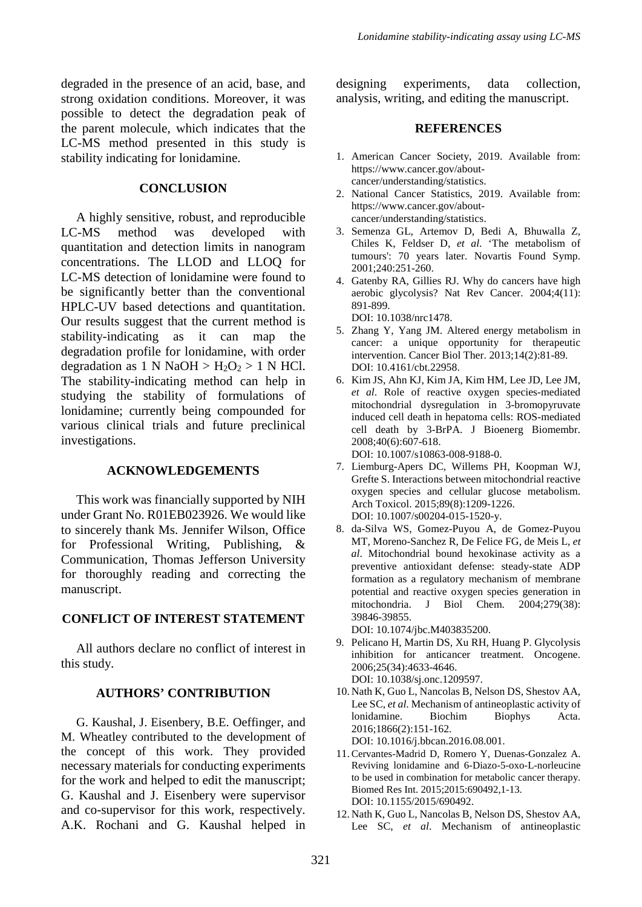degraded in the presence of an acid, base, and strong oxidation conditions. Moreover, it was possible to detect the degradation peak of the parent molecule, which indicates that the LC-MS method presented in this study is stability indicating for lonidamine.

## CONCLUSION

A highly sensitive, robust, and reproducible LC-MS method was developed with quantitation and detection limits in nanogram concentrations. The LLOD and LLOQ for LC-MS detection of lonidamine were found to be significantly better than the conventional HPLC-UV based detections and quantitation. Our results suggest that the current method is stability-indicating as it can map the degradation profile for lonidamine, with order degradation as 1 N NaOH > $H_2O_2$ > 1 N HCl. The stability-indicating method can help in studying the stability of formulations of lonidamine; currently being compounded for various clinical trials and future preclinical investigations.

## ACKNOWLEDGEMENTS

This work was financially supported by NIH under Grant No. R01EB023926. We would like to sincerely thank Ms. Jennifer Wilson, Office for Professional Writing, Publishing, & Communication, Thomas Jefferson University for thoroughly reading and correcting the manuscript.

## CONFLICT OF INTEREST STATEMENT

All authors declare no conflict of interest in this study.

## AUTHORS' CONTRIBUTION

G. Kaushal, J. Eisenbery, B.E. Oeffinger, and M. Wheatley contributed to the development of the concept of this work. They provided necessary materials for conducting experiments for the work and helped to edit the manuscript; G. Kaushal and J. Eisenbery were supervisor and co-supervisor for this work, respectively. A.K. Rochani and G. Kaushal helped in designing experiments, data collection, analysis, writing, and editing the manuscript.

## REFERENCES

1. American Cancer Society, 2019. Available from: https://www.cancer.gov/about-cancer/understanding/statistics.
2. National Cancer Statistics, 2019. Available from: https://www.cancer.gov/about-cancer/understanding/statistics.
3. Semenza GL, Artemov D, Bedi A, Bhuwalla Z, Chiles K, Feldser D, *et al*. 'The metabolism of tumours': 70 years later. Novartis Found Symp. 2001;240:251-260.
4. Gatenby RA, Gillies RJ. Why do cancers have high aerobic glycolysis? Nat Rev Cancer. 2004;4(11): 891-899. DOI: 10.1038/nrc1478.
5. Zhang Y, Yang JM. Altered energy metabolism in cancer: a unique opportunity for therapeutic intervention. Cancer Biol Ther. 2013;14(2):81-89. DOI: 10.4161/cbt.22958.
6. Kim JS, Ahn KJ, Kim JA, Kim HM, Lee JD, Lee JM, *et al*. Role of reactive oxygen species-mediated mitochondrial dysregulation in 3-bromopyruvate induced cell death in hepatoma cells: ROS-mediated cell death by 3-BrPA. J Bioenerg Biomembr. 2008;40(6):607-618. DOI: 10.1007/s10863-008-9188-0.
7. Liemburg-Apers DC, Willems PH, Koopman WJ, Grefte S. Interactions between mitochondrial reactive oxygen species and cellular glucose metabolism. Arch Toxicol. 2015;89(8):1209-1226. DOI: 10.1007/s00204-015-1520-y.
8. da-Silva WS, Gomez-Puyou A, de Gomez-Puyou MT, Moreno-Sanchez R, De Felice FG, de Meis L, *et al*. Mitochondrial bound hexokinase activity as a preventive antioxidant defense: steady-state ADP formation as a regulatory mechanism of membrane potential and reactive oxygen species generation in mitochondria. J Biol Chem. 2004;279(38): 39846-39855. DOI: 10.1074/jbc.M403835200.
9. Pelicano H, Martin DS, Xu RH, Huang P. Glycolysis inhibition for anticancer treatment. Oncogene. 2006;25(34):4633-4646. DOI: 10.1038/sj.onc.1209597.
10. Nath K, Guo L, Nancolas B, Nelson DS, Shestov AA, Lee SC, *et al*. Mechanism of antineoplastic activity of lonidamine. Biochim Biophys Acta. 2016;1866(2):151-162. DOI: 10.1016/j.bbcan.2016.08.001.
11. Cervantes-Madrid D, Romero Y, Duenas-Gonzalez A. Reviving lonidamine and 6-Diazo-5-oxo-L-norleucine to be used in combination for metabolic cancer therapy. Biomed Res Int. 2015;2015:690492,1-13. DOI: 10.1155/2015/690492.
12. Nath K, Guo L, Nancolas B, Nelson DS, Shestov AA, Lee SC, *et al*. Mechanism of antineoplastic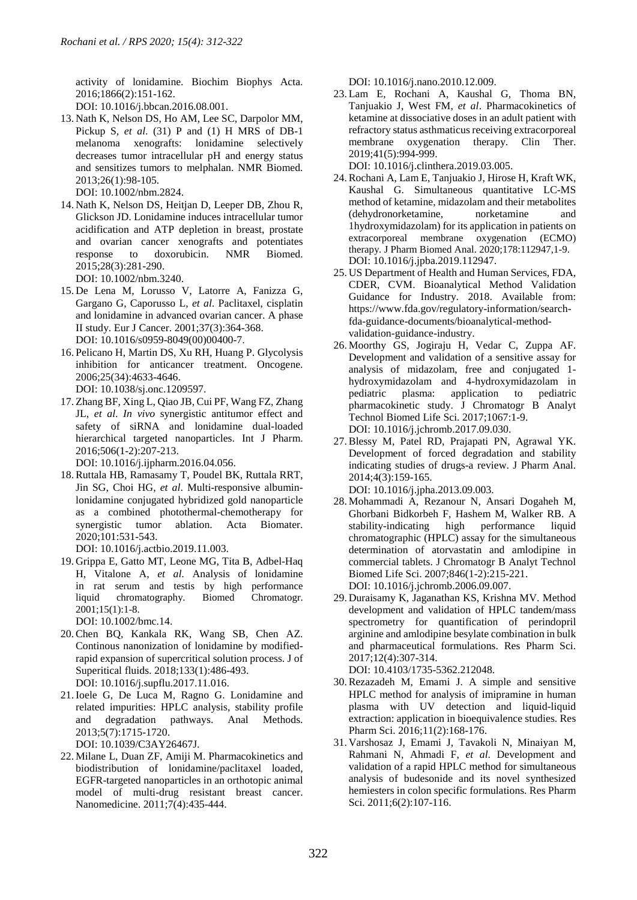activity of lonidamine. Biochim Biophys Acta. 2016;1866(2):151-162.
DOI: 10.1016/j.bbcan.2016.08.001.

13. Nath K, Nelson DS, Ho AM, Lee SC, Darpolor MM, Pickup S, *et al.* (31) P and (1) H MRS of DB-1 melanoma xenografts: lonidamine selectively decreases tumor intracellular pH and energy status and sensitizes tumors to melphalan. NMR Biomed. 2013;26(1):98-105.
DOI: 10.1002/nbm.2824.

14. Nath K, Nelson DS, Heitjan D, Leeper DB, Zhou R, Glickson JD. Lonidamine induces intracellular tumor acidification and ATP depletion in breast, prostate and ovarian cancer xenografts and potentiates response to doxorubicin. NMR Biomed. 2015;28(3):281-290.
DOI: 10.1002/nbm.3240.

15. De Lena M, Lorusso V, Latorre A, Fanizza G, Gargano G, Caporusso L, *et al.* Paclitaxel, cisplatin and lonidamine in advanced ovarian cancer. A phase II study. Eur J Cancer. 2001;37(3):364-368.
DOI: 10.1016/s0959-8049(00)00400-7.

16. Pelicano H, Martin DS, Xu RH, Huang P. Glycolysis inhibition for anticancer treatment. Oncogene. 2006;25(34):4633-4646.
DOI: 10.1038/sj.onc.1209597.

17. Zhang BF, Xing L, Qiao JB, Cui PF, Wang FZ, Zhang JL, *et al. In vivo* synergistic antitumor effect and safety of siRNA and lonidamine dual-loaded hierarchical targeted nanoparticles. Int J Pharm. 2016;506(1-2):207-213.
DOI: 10.1016/j.ijpharm.2016.04.056.

18. Ruttala HB, Ramasamy T, Poudel BK, Ruttala RRT, Jin SG, Choi HG, *et al*. Multi-responsive albumin-lonidamine conjugated hybridized gold nanoparticle as a combined photothermal-chemotherapy for synergistic tumor ablation. Acta Biomater. 2020;101:531-543.
DOI: 10.1016/j.actbio.2019.11.003.

19. Grippa E, Gatto MT, Leone MG, Tita B, Adbel-Haq H, Vitalone A, *et al.* Analysis of lonidamine in rat serum and testis by high performance liquid chromatography. Biomed Chromatogr. 2001;15(1):1-8.
DOI: 10.1002/bmc.14.

20. Chen BQ, Kankala RK, Wang SB, Chen AZ. Continous nanonization of lonidamine by modified-rapid expansion of supercritical solution process. J of Superitical fluids. 2018;133(1):486-493.
DOI: 10.1016/j.supflu.2017.11.016.

21. Ioele G, De Luca M, Ragno G. Lonidamine and related impurities: HPLC analysis, stability profile and degradation pathways. Anal Methods. 2013;5(7):1715-1720.
DOI: 10.1039/C3AY26467J.

22. Milane L, Duan ZF, Amiji M. Pharmacokinetics and biodistribution of lonidamine/paclitaxel loaded, EGFR-targeted nanoparticles in an orthotopic animal model of multi-drug resistant breast cancer. Nanomedicine. 2011;7(4):435-444.
DOI: 10.1016/j.nano.2010.12.009.

23. Lam E, Rochani A, Kaushal G, Thoma BN, Tanjuakio J, West FM, *et al*. Pharmacokinetics of ketamine at dissociative doses in an adult patient with refractory status asthmaticus receiving extracorporeal membrane oxygenation therapy. Clin Ther. 2019;41(5):994-999.
DOI: 10.1016/j.clinthera.2019.03.005.

24. Rochani A, Lam E, Tanjuakio J, Hirose H, Kraft WK, Kaushal G. Simultaneous quantitative LC-MS method of ketamine, midazolam and their metabolites (dehydronorketamine, norketamine and 1hydroxymidazolam) for its application in patients on extracorporeal membrane oxygenation (ECMO) therapy. J Pharm Biomed Anal. 2020;178:112947,1-9.
DOI: 10.1016/j.jpba.2019.112947.

25. US Department of Health and Human Services, FDA, CDER, CVM. Bioanalytical Method Validation Guidance for Industry. 2018. Available from: https://www.fda.gov/regulatory-information/search-fda-guidance-documents/bioanalytical-method-validation-guidance-industry.

26. Moorthy GS, Jogiraju H, Vedar C, Zuppa AF. Development and validation of a sensitive assay for analysis of midazolam, free and conjugated 1-hydroxymidazolam and 4-hydroxymidazolam in pediatric plasma: application to pediatric pharmacokinetic study. J Chromatogr B Analyt Technol Biomed Life Sci. 2017;1067:1-9.
DOI: 10.1016/j.jchromb.2017.09.030.

27. Blessy M, Patel RD, Prajapati PN, Agrawal YK. Development of forced degradation and stability indicating studies of drugs-a review. J Pharm Anal. 2014;4(3):159-165.
DOI: 10.1016/j.jpha.2013.09.003.

28. Mohammadi A, Rezanour N, Ansari Dogaheh M, Ghorbani Bidkorbeh F, Hashem M, Walker RB. A stability-indicating high performance liquid chromatographic (HPLC) assay for the simultaneous determination of atorvastatin and amlodipine in commercial tablets. J Chromatogr B Analyt Technol Biomed Life Sci. 2007;846(1-2):215-221.
DOI: 10.1016/j.jchromb.2006.09.007.

29. Duraisamy K, Jaganathan KS, Krishna MV. Method development and validation of HPLC tandem/mass spectrometry for quantification of perindopril arginine and amlodipine besylate combination in bulk and pharmaceutical formulations. Res Pharm Sci. 2017;12(4):307-314.
DOI: 10.4103/1735-5362.212048.

30. Rezazadeh M, Emami J. A simple and sensitive HPLC method for analysis of imipramine in human plasma with UV detection and liquid-liquid extraction: application in bioequivalence studies. Res Pharm Sci. 2016;11(2):168-176.

31. Varshosaz J, Emami J, Tavakoli N, Minaiyan M, Rahmani N, Ahmadi F, *et al*. Development and validation of a rapid HPLC method for simultaneous analysis of budesonide and its novel synthesized hemiesters in colon specific formulations. Res Pharm Sci. 2011;6(2):107-116.